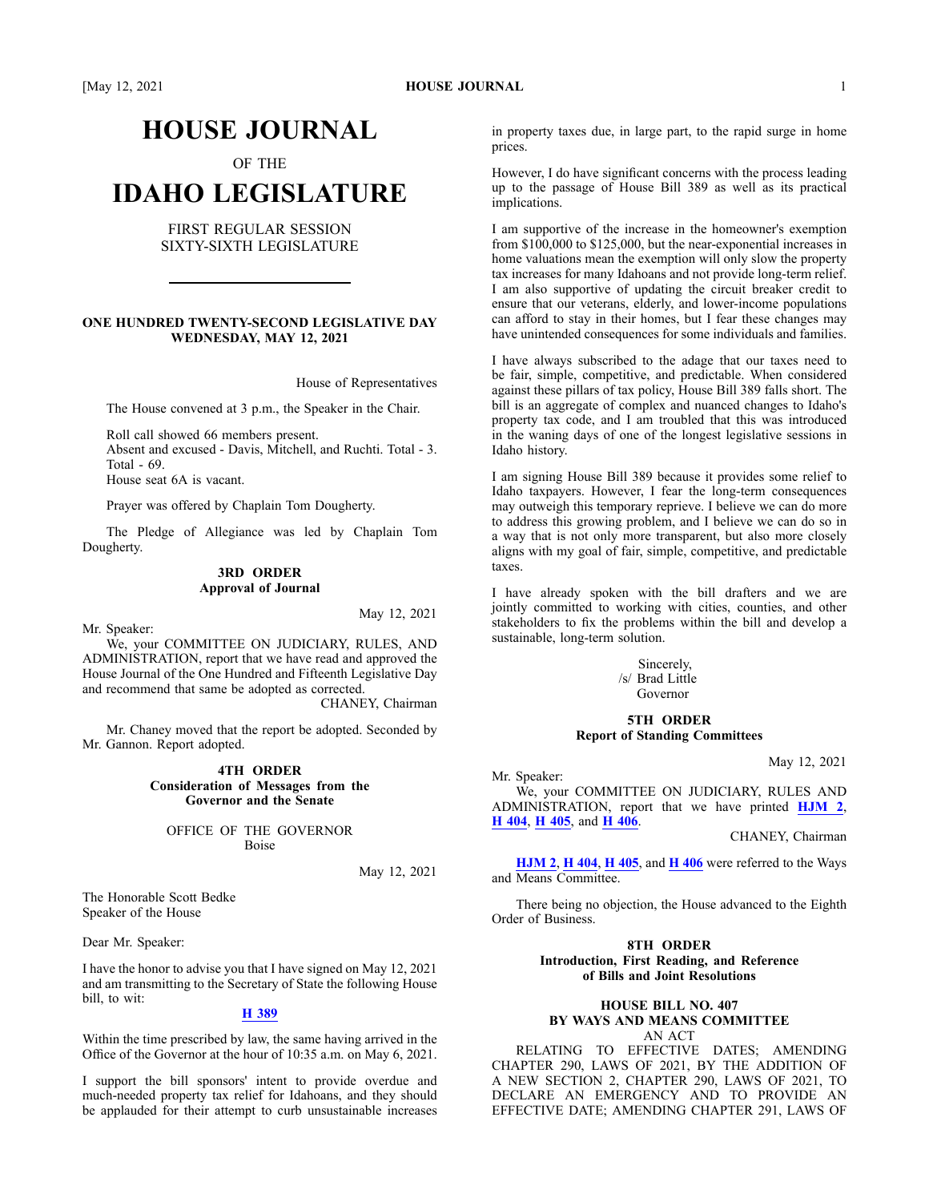# HOUSE JOURNAL

OF THE

# IDAHO LEGISLATURE

FIRST REGULAR SESSION
SIXTY-SIXTH LEGISLATURE

---

### ONE HUNDRED TWENTY-SECOND LEGISLATIVE DAY
### WEDNESDAY, MAY 12, 2021

House of Representatives

The House convened at 3 p.m., the Speaker in the Chair.

Roll call showed 66 members present.
Absent and excused - Davis, Mitchell, and Ruchti. Total - 3.
Total - 69.
House seat 6A is vacant.

Prayer was offered by Chaplain Tom Dougherty.

The Pledge of Allegiance was led by Chaplain Tom Dougherty.

#### 3RD ORDER
#### Approval of Journal

May 12, 2021

Mr. Speaker:
We, your COMMITTEE ON JUDICIARY, RULES, AND ADMINISTRATION, report that we have read and approved the House Journal of the One Hundred and Fifteenth Legislative Day and recommend that same be adopted as corrected.
CHANEY, Chairman

Mr. Chaney moved that the report be adopted. Seconded by Mr. Gannon. Report adopted.

#### 4TH ORDER
#### Consideration of Messages from the Governor and the Senate

OFFICE OF THE GOVERNOR
Boise

May 12, 2021

The Honorable Scott Bedke
Speaker of the House

Dear Mr. Speaker:

I have the honor to advise you that I have signed on May 12, 2021 and am transmitting to the Secretary of State the following House bill, to wit:

**H 389**

Within the time prescribed by law, the same having arrived in the Office of the Governor at the hour of 10:35 a.m. on May 6, 2021.

I support the bill sponsors' intent to provide overdue and much-needed property tax relief for Idahoans, and they should be applauded for their attempt to curb unsustainable increases in property taxes due, in large part, to the rapid surge in home prices.

However, I do have significant concerns with the process leading up to the passage of House Bill 389 as well as its practical implications.

I am supportive of the increase in the homeowner's exemption from $100,000 to $125,000, but the near-exponential increases in home valuations mean the exemption will only slow the property tax increases for many Idahoans and not provide long-term relief. I am also supportive of updating the circuit breaker credit to ensure that our veterans, elderly, and lower-income populations can afford to stay in their homes, but I fear these changes may have unintended consequences for some individuals and families.

I have always subscribed to the adage that our taxes need to be fair, simple, competitive, and predictable. When considered against these pillars of tax policy, House Bill 389 falls short. The bill is an aggregate of complex and nuanced changes to Idaho's property tax code, and I am troubled that this was introduced in the waning days of one of the longest legislative sessions in Idaho history.

I am signing House Bill 389 because it provides some relief to Idaho taxpayers. However, I fear the long-term consequences may outweigh this temporary reprieve. I believe we can do more to address this growing problem, and I believe we can do so in a way that is not only more transparent, but also more closely aligns with my goal of fair, simple, competitive, and predictable taxes.

I have already spoken with the bill drafters and we are jointly committed to working with cities, counties, and other stakeholders to fix the problems within the bill and develop a sustainable, long-term solution.

Sincerely,
/s/ Brad Little
Governor

#### 5TH ORDER
#### Report of Standing Committees

May 12, 2021

Mr. Speaker:
We, your COMMITTEE ON JUDICIARY, RULES AND ADMINISTRATION, report that we have printed **HJM 2**, **H 404**, **H 405**, and **H 406**.
CHANEY, Chairman

**HJM 2**, **H 404**, **H 405**, and **H 406** were referred to the Ways and Means Committee.

There being no objection, the House advanced to the Eighth Order of Business.

#### 8TH ORDER
#### Introduction, First Reading, and Reference of Bills and Joint Resolutions

**HOUSE BILL NO. 407**
**BY WAYS AND MEANS COMMITTEE**
AN ACT

RELATING TO EFFECTIVE DATES; AMENDING CHAPTER 290, LAWS OF 2021, BY THE ADDITION OF A NEW SECTION 2, CHAPTER 290, LAWS OF 2021, TO DECLARE AN EMERGENCY AND TO PROVIDE AN EFFECTIVE DATE; AMENDING CHAPTER 291, LAWS OF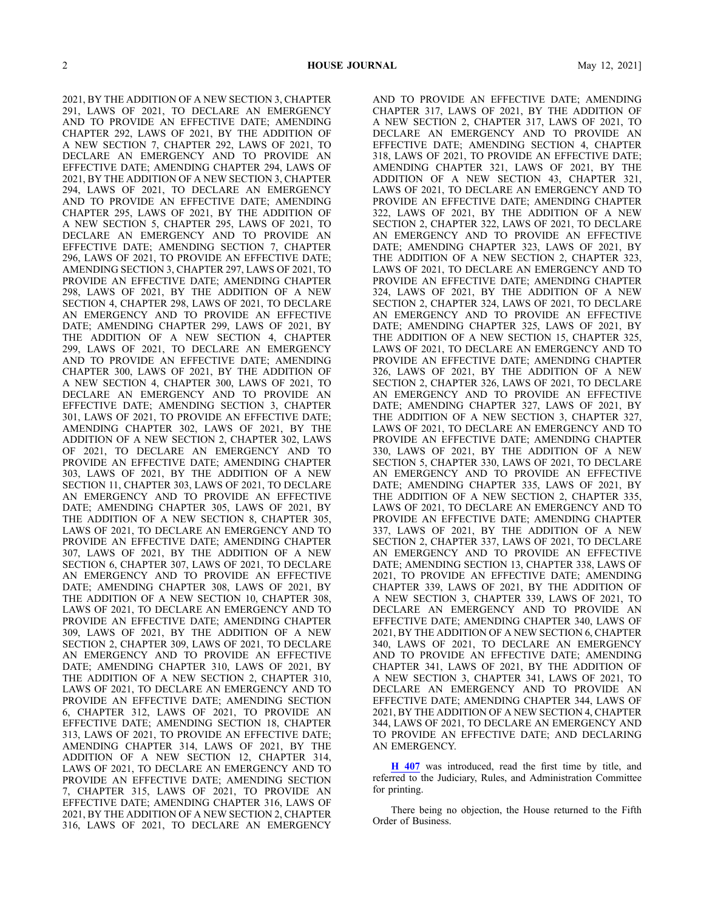2021, BY THE ADDITION OF A NEW SECTION 3, CHAPTER 291, LAWS OF 2021, TO DECLARE AN EMERGENCY AND TO PROVIDE AN EFFECTIVE DATE; AMENDING CHAPTER 292, LAWS OF 2021, BY THE ADDITION OF A NEW SECTION 7, CHAPTER 292, LAWS OF 2021, TO DECLARE AN EMERGENCY AND TO PROVIDE AN EFFECTIVE DATE; AMENDING CHAPTER 294, LAWS OF 2021, BY THE ADDITION OF A NEW SECTION 3, CHAPTER 294, LAWS OF 2021, TO DECLARE AN EMERGENCY AND TO PROVIDE AN EFFECTIVE DATE; AMENDING CHAPTER 295, LAWS OF 2021, BY THE ADDITION OF A NEW SECTION 5, CHAPTER 295, LAWS OF 2021, TO DECLARE AN EMERGENCY AND TO PROVIDE AN EFFECTIVE DATE; AMENDING SECTION 7, CHAPTER 296, LAWS OF 2021, TO PROVIDE AN EFFECTIVE DATE; AMENDING SECTION 3, CHAPTER 297, LAWS OF 2021, TO PROVIDE AN EFFECTIVE DATE; AMENDING CHAPTER 298, LAWS OF 2021, BY THE ADDITION OF A NEW SECTION 4, CHAPTER 298, LAWS OF 2021, TO DECLARE AN EMERGENCY AND TO PROVIDE AN EFFECTIVE DATE; AMENDING CHAPTER 299, LAWS OF 2021, BY THE ADDITION OF A NEW SECTION 4, CHAPTER 299, LAWS OF 2021, TO DECLARE AN EMERGENCY AND TO PROVIDE AN EFFECTIVE DATE; AMENDING CHAPTER 300, LAWS OF 2021, BY THE ADDITION OF A NEW SECTION 4, CHAPTER 300, LAWS OF 2021, TO DECLARE AN EMERGENCY AND TO PROVIDE AN EFFECTIVE DATE; AMENDING SECTION 3, CHAPTER 301, LAWS OF 2021, TO PROVIDE AN EFFECTIVE DATE; AMENDING CHAPTER 302, LAWS OF 2021, BY THE ADDITION OF A NEW SECTION 2, CHAPTER 302, LAWS OF 2021, TO DECLARE AN EMERGENCY AND TO PROVIDE AN EFFECTIVE DATE; AMENDING CHAPTER 303, LAWS OF 2021, BY THE ADDITION OF A NEW SECTION 11, CHAPTER 303, LAWS OF 2021, TO DECLARE AN EMERGENCY AND TO PROVIDE AN EFFECTIVE DATE; AMENDING CHAPTER 305, LAWS OF 2021, BY THE ADDITION OF A NEW SECTION 8, CHAPTER 305, LAWS OF 2021, TO DECLARE AN EMERGENCY AND TO PROVIDE AN EFFECTIVE DATE; AMENDING CHAPTER 307, LAWS OF 2021, BY THE ADDITION OF A NEW SECTION 6, CHAPTER 307, LAWS OF 2021, TO DECLARE AN EMERGENCY AND TO PROVIDE AN EFFECTIVE DATE; AMENDING CHAPTER 308, LAWS OF 2021, BY THE ADDITION OF A NEW SECTION 10, CHAPTER 308, LAWS OF 2021, TO DECLARE AN EMERGENCY AND TO PROVIDE AN EFFECTIVE DATE; AMENDING CHAPTER 309, LAWS OF 2021, BY THE ADDITION OF A NEW SECTION 2, CHAPTER 309, LAWS OF 2021, TO DECLARE AN EMERGENCY AND TO PROVIDE AN EFFECTIVE DATE; AMENDING CHAPTER 310, LAWS OF 2021, BY THE ADDITION OF A NEW SECTION 2, CHAPTER 310, LAWS OF 2021, TO DECLARE AN EMERGENCY AND TO PROVIDE AN EFFECTIVE DATE; AMENDING SECTION 6, CHAPTER 312, LAWS OF 2021, TO PROVIDE AN EFFECTIVE DATE; AMENDING SECTION 18, CHAPTER 313, LAWS OF 2021, TO PROVIDE AN EFFECTIVE DATE; AMENDING CHAPTER 314, LAWS OF 2021, BY THE ADDITION OF A NEW SECTION 12, CHAPTER 314, LAWS OF 2021, TO DECLARE AN EMERGENCY AND TO PROVIDE AN EFFECTIVE DATE; AMENDING SECTION 7, CHAPTER 315, LAWS OF 2021, TO PROVIDE AN EFFECTIVE DATE; AMENDING CHAPTER 316, LAWS OF 2021, BY THE ADDITION OF A NEW SECTION 2, CHAPTER 316, LAWS OF 2021, TO DECLARE AN EMERGENCY AND TO PROVIDE AN EFFECTIVE DATE; AMENDING CHAPTER 317, LAWS OF 2021, BY THE ADDITION OF A NEW SECTION 2, CHAPTER 317, LAWS OF 2021, TO DECLARE AN EMERGENCY AND TO PROVIDE AN EFFECTIVE DATE; AMENDING SECTION 4, CHAPTER 318, LAWS OF 2021, TO PROVIDE AN EFFECTIVE DATE; AMENDING CHAPTER 321, LAWS OF 2021, BY THE ADDITION OF A NEW SECTION 43, CHAPTER 321, LAWS OF 2021, TO DECLARE AN EMERGENCY AND TO PROVIDE AN EFFECTIVE DATE; AMENDING CHAPTER 322, LAWS OF 2021, BY THE ADDITION OF A NEW SECTION 2, CHAPTER 322, LAWS OF 2021, TO DECLARE AN EMERGENCY AND TO PROVIDE AN EFFECTIVE DATE; AMENDING CHAPTER 323, LAWS OF 2021, BY THE ADDITION OF A NEW SECTION 2, CHAPTER 323, LAWS OF 2021, TO DECLARE AN EMERGENCY AND TO PROVIDE AN EFFECTIVE DATE; AMENDING CHAPTER 324, LAWS OF 2021, BY THE ADDITION OF A NEW SECTION 2, CHAPTER 324, LAWS OF 2021, TO DECLARE AN EMERGENCY AND TO PROVIDE AN EFFECTIVE DATE; AMENDING CHAPTER 325, LAWS OF 2021, BY THE ADDITION OF A NEW SECTION 15, CHAPTER 325, LAWS OF 2021, TO DECLARE AN EMERGENCY AND TO PROVIDE AN EFFECTIVE DATE; AMENDING CHAPTER 326, LAWS OF 2021, BY THE ADDITION OF A NEW SECTION 2, CHAPTER 326, LAWS OF 2021, TO DECLARE AN EMERGENCY AND TO PROVIDE AN EFFECTIVE DATE; AMENDING CHAPTER 327, LAWS OF 2021, BY THE ADDITION OF A NEW SECTION 3, CHAPTER 327, LAWS OF 2021, TO DECLARE AN EMERGENCY AND TO PROVIDE AN EFFECTIVE DATE; AMENDING CHAPTER 330, LAWS OF 2021, BY THE ADDITION OF A NEW SECTION 5, CHAPTER 330, LAWS OF 2021, TO DECLARE AN EMERGENCY AND TO PROVIDE AN EFFECTIVE DATE; AMENDING CHAPTER 335, LAWS OF 2021, BY THE ADDITION OF A NEW SECTION 2, CHAPTER 335, LAWS OF 2021, TO DECLARE AN EMERGENCY AND TO PROVIDE AN EFFECTIVE DATE; AMENDING CHAPTER 337, LAWS OF 2021, BY THE ADDITION OF A NEW SECTION 2, CHAPTER 337, LAWS OF 2021, TO DECLARE AN EMERGENCY AND TO PROVIDE AN EFFECTIVE DATE; AMENDING SECTION 13, CHAPTER 338, LAWS OF 2021, TO PROVIDE AN EFFECTIVE DATE; AMENDING CHAPTER 339, LAWS OF 2021, BY THE ADDITION OF A NEW SECTION 3, CHAPTER 339, LAWS OF 2021, TO DECLARE AN EMERGENCY AND TO PROVIDE AN EFFECTIVE DATE; AMENDING CHAPTER 340, LAWS OF 2021, BY THE ADDITION OF A NEW SECTION 6, CHAPTER 340, LAWS OF 2021, TO DECLARE AN EMERGENCY AND TO PROVIDE AN EFFECTIVE DATE; AMENDING CHAPTER 341, LAWS OF 2021, BY THE ADDITION OF A NEW SECTION 3, CHAPTER 341, LAWS OF 2021, TO DECLARE AN EMERGENCY AND TO PROVIDE AN EFFECTIVE DATE; AMENDING CHAPTER 344, LAWS OF 2021, BY THE ADDITION OF A NEW SECTION 4, CHAPTER 344, LAWS OF 2021, TO DECLARE AN EMERGENCY AND TO PROVIDE AN EFFECTIVE DATE; AND DECLARING AN EMERGENCY.

**H 407** was introduced, read the first time by title, and referred to the Judiciary, Rules, and Administration Committee for printing.

There being no objection, the House returned to the Fifth Order of Business.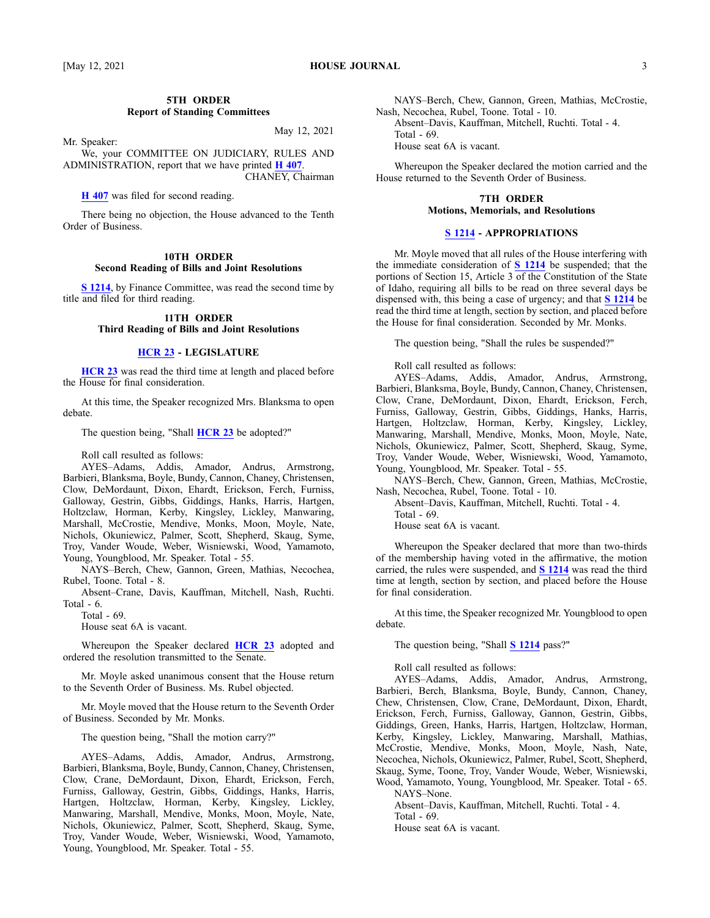### 5TH ORDER
### Report of Standing Committees

May 12, 2021

Mr. Speaker:

We, your COMMITTEE ON JUDICIARY, RULES AND ADMINISTRATION, report that we have printed **H 407**.

CHANEY, Chairman

**H 407** was filed for second reading.

There being no objection, the House advanced to the Tenth Order of Business.

### 10TH ORDER
### Second Reading of Bills and Joint Resolutions

**S 1214**, by Finance Committee, was read the second time by title and filed for third reading.

### 11TH ORDER
### Third Reading of Bills and Joint Resolutions

**HCR 23 - LEGISLATURE**

**HCR 23** was read the third time at length and placed before the House for final consideration.

At this time, the Speaker recognized Mrs. Blanksma to open debate.

The question being, "Shall **HCR 23** be adopted?"

Roll call resulted as follows:

AYES–Adams, Addis, Amador, Andrus, Armstrong, Barbieri, Blanksma, Boyle, Bundy, Cannon, Chaney, Christensen, Clow, DeMordaunt, Dixon, Ehardt, Erickson, Ferch, Furniss, Galloway, Gestrin, Gibbs, Giddings, Hanks, Harris, Hartgen, Holtzclaw, Horman, Kerby, Kingsley, Lickley, Manwaring, Marshall, McCrostie, Mendive, Monks, Moon, Moyle, Nate, Nichols, Okuniewicz, Palmer, Scott, Shepherd, Skaug, Syme, Troy, Vander Woude, Weber, Wisniewski, Wood, Yamamoto, Young, Youngblood, Mr. Speaker. Total - 55.

NAYS–Berch, Chew, Gannon, Green, Mathias, Necochea, Rubel, Toone. Total - 8.

Absent–Crane, Davis, Kauffman, Mitchell, Nash, Ruchti. Total - 6.

Total - 69.

House seat 6A is vacant.

Whereupon the Speaker declared **HCR 23** adopted and ordered the resolution transmitted to the Senate.

Mr. Moyle asked unanimous consent that the House return to the Seventh Order of Business. Ms. Rubel objected.

Mr. Moyle moved that the House return to the Seventh Order of Business. Seconded by Mr. Monks.

The question being, "Shall the motion carry?"

AYES–Adams, Addis, Amador, Andrus, Armstrong, Barbieri, Blanksma, Boyle, Bundy, Cannon, Chaney, Christensen, Clow, Crane, DeMordaunt, Dixon, Ehardt, Erickson, Ferch, Furniss, Galloway, Gestrin, Gibbs, Giddings, Hanks, Harris, Hartgen, Holtzclaw, Horman, Kerby, Kingsley, Lickley, Manwaring, Marshall, Mendive, Monks, Moon, Moyle, Nate, Nichols, Okuniewicz, Palmer, Scott, Shepherd, Skaug, Syme, Troy, Vander Woude, Weber, Wisniewski, Wood, Yamamoto, Young, Youngblood, Mr. Speaker. Total - 55.

NAYS–Berch, Chew, Gannon, Green, Mathias, McCrostie, Nash, Necochea, Rubel, Toone. Total - 10.

Absent–Davis, Kauffman, Mitchell, Ruchti. Total - 4.

Total - 69.

House seat 6A is vacant.

Whereupon the Speaker declared the motion carried and the House returned to the Seventh Order of Business.

### 7TH ORDER
### Motions, Memorials, and Resolutions

**S 1214 - APPROPRIATIONS**

Mr. Moyle moved that all rules of the House interfering with the immediate consideration of **S 1214** be suspended; that the portions of Section 15, Article 3 of the Constitution of the State of Idaho, requiring all bills to be read on three several days be dispensed with, this being a case of urgency; and that **S 1214** be read the third time at length, section by section, and placed before the House for final consideration. Seconded by Mr. Monks.

The question being, "Shall the rules be suspended?"

Roll call resulted as follows:

AYES–Adams, Addis, Amador, Andrus, Armstrong, Barbieri, Blanksma, Boyle, Bundy, Cannon, Chaney, Christensen, Clow, Crane, DeMordaunt, Dixon, Ehardt, Erickson, Ferch, Furniss, Galloway, Gestrin, Gibbs, Giddings, Hanks, Harris, Hartgen, Holtzclaw, Horman, Kerby, Kingsley, Lickley, Manwaring, Marshall, Mendive, Monks, Moon, Moyle, Nate, Nichols, Okuniewicz, Palmer, Scott, Shepherd, Skaug, Syme, Troy, Vander Woude, Weber, Wisniewski, Wood, Yamamoto, Young, Youngblood, Mr. Speaker. Total - 55.

NAYS–Berch, Chew, Gannon, Green, Mathias, McCrostie, Nash, Necochea, Rubel, Toone. Total - 10.

Absent–Davis, Kauffman, Mitchell, Ruchti. Total - 4.

Total - 69.

House seat 6A is vacant.

Whereupon the Speaker declared that more than two-thirds of the membership having voted in the affirmative, the motion carried, the rules were suspended, and **S 1214** was read the third time at length, section by section, and placed before the House for final consideration.

At this time, the Speaker recognized Mr. Youngblood to open debate.

The question being, "Shall **S 1214** pass?"

Roll call resulted as follows:

AYES–Adams, Addis, Amador, Andrus, Armstrong, Barbieri, Berch, Blanksma, Boyle, Bundy, Cannon, Chaney, Chew, Christensen, Clow, Crane, DeMordaunt, Dixon, Ehardt, Erickson, Ferch, Furniss, Galloway, Gannon, Gestrin, Gibbs, Giddings, Green, Hanks, Harris, Hartgen, Holtzclaw, Horman, Kerby, Kingsley, Lickley, Manwaring, Marshall, Mathias, McCrostie, Mendive, Monks, Moon, Moyle, Nash, Nate, Necochea, Nichols, Okuniewicz, Palmer, Rubel, Scott, Shepherd, Skaug, Syme, Toone, Troy, Vander Woude, Weber, Wisniewski, Wood, Yamamoto, Young, Youngblood, Mr. Speaker. Total - 65.

NAYS–None.

Absent–Davis, Kauffman, Mitchell, Ruchti. Total - 4.

Total - 69.

House seat 6A is vacant.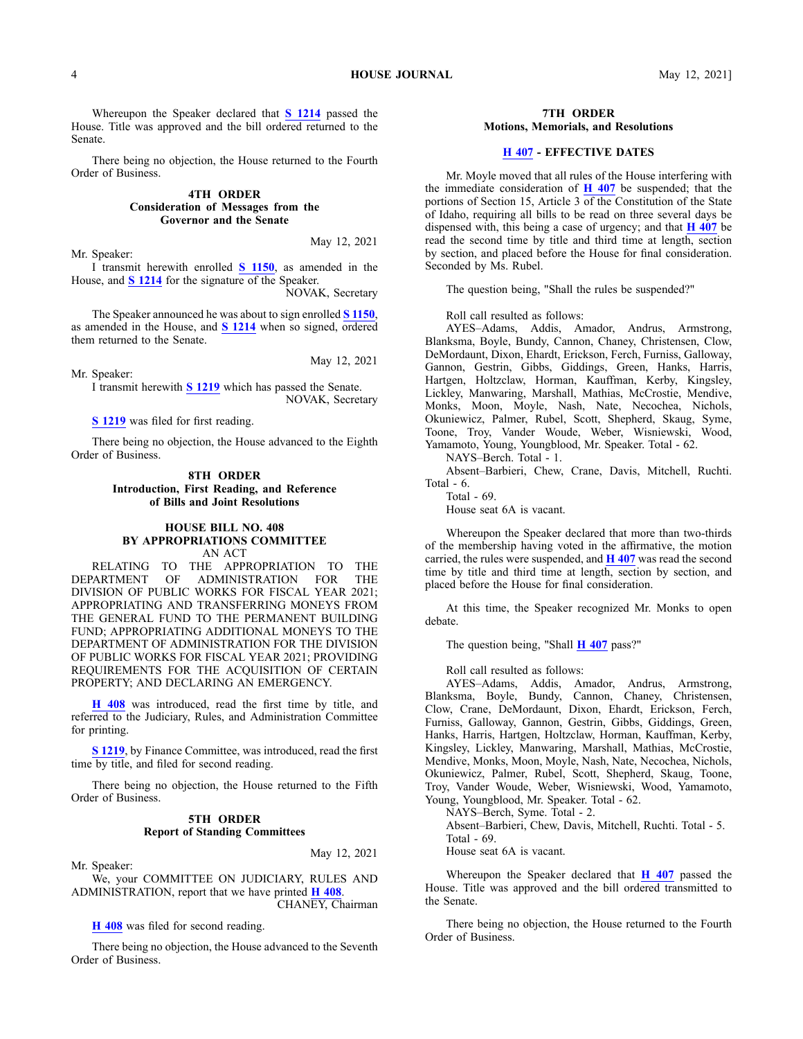Whereupon the Speaker declared that **S 1214** passed the House. Title was approved and the bill ordered returned to the Senate.

There being no objection, the House returned to the Fourth Order of Business.

### 4TH ORDER
### Consideration of Messages from the Governor and the Senate

May 12, 2021

Mr. Speaker:
I transmit herewith enrolled **S 1150**, as amended in the House, and **S 1214** for the signature of the Speaker.
NOVAK, Secretary

The Speaker announced he was about to sign enrolled **S 1150**, as amended in the House, and **S 1214** when so signed, ordered them returned to the Senate.

May 12, 2021

Mr. Speaker:
I transmit herewith **S 1219** which has passed the Senate.
NOVAK, Secretary

**S 1219** was filed for first reading.

There being no objection, the House advanced to the Eighth Order of Business.

### 8TH ORDER
### Introduction, First Reading, and Reference of Bills and Joint Resolutions

### HOUSE BILL NO. 408
### BY APPROPRIATIONS COMMITTEE
AN ACT

RELATING TO THE APPROPRIATION TO THE DEPARTMENT OF ADMINISTRATION FOR THE DIVISION OF PUBLIC WORKS FOR FISCAL YEAR 2021; APPROPRIATING AND TRANSFERRING MONEYS FROM THE GENERAL FUND TO THE PERMANENT BUILDING FUND; APPROPRIATING ADDITIONAL MONEYS TO THE DEPARTMENT OF ADMINISTRATION FOR THE DIVISION OF PUBLIC WORKS FOR FISCAL YEAR 2021; PROVIDING REQUIREMENTS FOR THE ACQUISITION OF CERTAIN PROPERTY; AND DECLARING AN EMERGENCY.

**H 408** was introduced, read the first time by title, and referred to the Judiciary, Rules, and Administration Committee for printing.

**S 1219**, by Finance Committee, was introduced, read the first time by title, and filed for second reading.

There being no objection, the House returned to the Fifth Order of Business.

### 5TH ORDER
### Report of Standing Committees

May 12, 2021

Mr. Speaker:
We, your COMMITTEE ON JUDICIARY, RULES AND ADMINISTRATION, report that we have printed **H 408**.
CHANEY, Chairman

**H 408** was filed for second reading.

There being no objection, the House advanced to the Seventh Order of Business.

### 7TH ORDER
### Motions, Memorials, and Resolutions

### H 407 - EFFECTIVE DATES

Mr. Moyle moved that all rules of the House interfering with the immediate consideration of **H 407** be suspended; that the portions of Section 15, Article 3 of the Constitution of the State of Idaho, requiring all bills to be read on three several days be dispensed with, this being a case of urgency; and that **H 407** be read the second time by title and third time at length, section by section, and placed before the House for final consideration. Seconded by Ms. Rubel.

The question being, "Shall the rules be suspended?"

Roll call resulted as follows:
AYES–Adams, Addis, Amador, Andrus, Armstrong, Blanksma, Boyle, Bundy, Cannon, Chaney, Christensen, Clow, DeMordaunt, Dixon, Ehardt, Erickson, Ferch, Furniss, Galloway, Gannon, Gestrin, Gibbs, Giddings, Green, Hanks, Harris, Hartgen, Holtzclaw, Horman, Kauffman, Kerby, Kingsley, Lickley, Manwaring, Marshall, Mathias, McCrostie, Mendive, Monks, Moon, Moyle, Nash, Nate, Necochea, Nichols, Okuniewicz, Palmer, Rubel, Scott, Shepherd, Skaug, Syme, Toone, Troy, Vander Woude, Weber, Wisniewski, Wood, Yamamoto, Young, Youngblood, Mr. Speaker. Total - 62.
NAYS–Berch. Total - 1.
Absent–Barbieri, Chew, Crane, Davis, Mitchell, Ruchti. Total - 6.
Total - 69.
House seat 6A is vacant.

Whereupon the Speaker declared that more than two-thirds of the membership having voted in the affirmative, the motion carried, the rules were suspended, and **H 407** was read the second time by title and third time at length, section by section, and placed before the House for final consideration.

At this time, the Speaker recognized Mr. Monks to open debate.

The question being, "Shall **H 407** pass?"

Roll call resulted as follows:
AYES–Adams, Addis, Amador, Andrus, Armstrong, Blanksma, Boyle, Bundy, Cannon, Chaney, Christensen, Clow, Crane, DeMordaunt, Dixon, Ehardt, Erickson, Ferch, Furniss, Galloway, Gannon, Gestrin, Gibbs, Giddings, Green, Hanks, Harris, Hartgen, Holtzclaw, Horman, Kauffman, Kerby, Kingsley, Lickley, Manwaring, Marshall, Mathias, McCrostie, Mendive, Monks, Moon, Moyle, Nash, Nate, Necochea, Nichols, Okuniewicz, Palmer, Rubel, Scott, Shepherd, Skaug, Toone, Troy, Vander Woude, Weber, Wisniewski, Wood, Yamamoto, Young, Youngblood, Mr. Speaker. Total - 62.
NAYS–Berch, Syme. Total - 2.
Absent–Barbieri, Chew, Davis, Mitchell, Ruchti. Total - 5.
Total - 69.
House seat 6A is vacant.

Whereupon the Speaker declared that **H 407** passed the House. Title was approved and the bill ordered transmitted to the Senate.

There being no objection, the House returned to the Fourth Order of Business.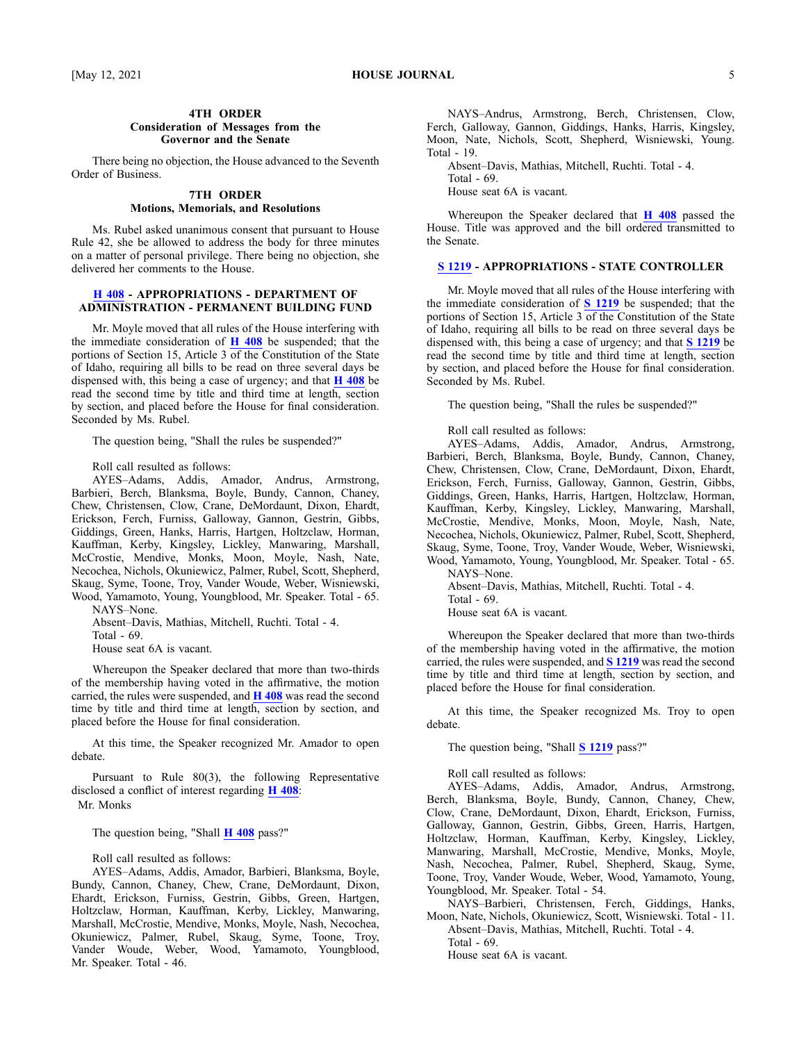### 4TH ORDER
### Consideration of Messages from the Governor and the Senate

There being no objection, the House advanced to the Seventh Order of Business.

### 7TH ORDER
### Motions, Memorials, and Resolutions

Ms. Rubel asked unanimous consent that pursuant to House Rule 42, she be allowed to address the body for three minutes on a matter of personal privilege. There being no objection, she delivered her comments to the House.

### H 408 - APPROPRIATIONS - DEPARTMENT OF ADMINISTRATION - PERMANENT BUILDING FUND

Mr. Moyle moved that all rules of the House interfering with the immediate consideration of **H 408** be suspended; that the portions of Section 15, Article 3 of the Constitution of the State of Idaho, requiring all bills to be read on three several days be dispensed with, this being a case of urgency; and that **H 408** be read the second time by title and third time at length, section by section, and placed before the House for final consideration. Seconded by Ms. Rubel.

The question being, "Shall the rules be suspended?"

Roll call resulted as follows:
AYES–Adams, Addis, Amador, Andrus, Armstrong, Barbieri, Berch, Blanksma, Boyle, Bundy, Cannon, Chaney, Chew, Christensen, Clow, Crane, DeMordaunt, Dixon, Ehardt, Erickson, Ferch, Furniss, Galloway, Gannon, Gestrin, Gibbs, Giddings, Green, Hanks, Harris, Hartgen, Holtzclaw, Horman, Kauffman, Kerby, Kingsley, Lickley, Manwaring, Marshall, McCrostie, Mendive, Monks, Moon, Moyle, Nash, Nate, Necochea, Nichols, Okuniewicz, Palmer, Rubel, Scott, Shepherd, Skaug, Syme, Toone, Troy, Vander Woude, Weber, Wisniewski, Wood, Yamamoto, Young, Youngblood, Mr. Speaker. Total - 65.
NAYS–None.
Absent–Davis, Mathias, Mitchell, Ruchti. Total - 4.
Total - 69.
House seat 6A is vacant.

Whereupon the Speaker declared that more than two-thirds of the membership having voted in the affirmative, the motion carried, the rules were suspended, and **H 408** was read the second time by title and third time at length, section by section, and placed before the House for final consideration.

At this time, the Speaker recognized Mr. Amador to open debate.

Pursuant to Rule 80(3), the following Representative disclosed a conflict of interest regarding **H 408**:
Mr. Monks

The question being, "Shall **H 408** pass?"

Roll call resulted as follows:
AYES–Adams, Addis, Amador, Barbieri, Blanksma, Boyle, Bundy, Cannon, Chaney, Chew, Crane, DeMordaunt, Dixon, Ehardt, Erickson, Furniss, Gestrin, Gibbs, Green, Hartgen, Holtzclaw, Horman, Kauffman, Kerby, Lickley, Manwaring, Marshall, McCrostie, Mendive, Monks, Moyle, Nash, Necochea, Okuniewicz, Palmer, Rubel, Skaug, Syme, Toone, Troy, Vander Woude, Weber, Wood, Yamamoto, Youngblood, Mr. Speaker. Total - 46.
NAYS–Andrus, Armstrong, Berch, Christensen, Clow, Ferch, Galloway, Gannon, Giddings, Hanks, Harris, Kingsley, Moon, Nate, Nichols, Scott, Shepherd, Wisniewski, Young. Total - 19.
Absent–Davis, Mathias, Mitchell, Ruchti. Total - 4.
Total - 69.
House seat 6A is vacant.

Whereupon the Speaker declared that **H 408** passed the House. Title was approved and the bill ordered transmitted to the Senate.

### S 1219 - APPROPRIATIONS - STATE CONTROLLER

Mr. Moyle moved that all rules of the House interfering with the immediate consideration of **S 1219** be suspended; that the portions of Section 15, Article 3 of the Constitution of the State of Idaho, requiring all bills to be read on three several days be dispensed with, this being a case of urgency; and that **S 1219** be read the second time by title and third time at length, section by section, and placed before the House for final consideration. Seconded by Ms. Rubel.

The question being, "Shall the rules be suspended?"

Roll call resulted as follows:
AYES–Adams, Addis, Amador, Andrus, Armstrong, Barbieri, Berch, Blanksma, Boyle, Bundy, Cannon, Chaney, Chew, Christensen, Clow, Crane, DeMordaunt, Dixon, Ehardt, Erickson, Ferch, Furniss, Galloway, Gannon, Gestrin, Gibbs, Giddings, Green, Hanks, Harris, Hartgen, Holtzclaw, Horman, Kauffman, Kerby, Kingsley, Lickley, Manwaring, Marshall, McCrostie, Mendive, Monks, Moon, Moyle, Nash, Nate, Necochea, Nichols, Okuniewicz, Palmer, Rubel, Scott, Shepherd, Skaug, Syme, Toone, Troy, Vander Woude, Weber, Wisniewski, Wood, Yamamoto, Young, Youngblood, Mr. Speaker. Total - 65.
NAYS–None.
Absent–Davis, Mathias, Mitchell, Ruchti. Total - 4.
Total - 69.
House seat 6A is vacant.

Whereupon the Speaker declared that more than two-thirds of the membership having voted in the affirmative, the motion carried, the rules were suspended, and **S 1219** was read the second time by title and third time at length, section by section, and placed before the House for final consideration.

At this time, the Speaker recognized Ms. Troy to open debate.

The question being, "Shall **S 1219** pass?"

Roll call resulted as follows:
AYES–Adams, Addis, Amador, Andrus, Armstrong, Berch, Blanksma, Boyle, Bundy, Cannon, Chaney, Chew, Clow, Crane, DeMordaunt, Dixon, Ehardt, Erickson, Furniss, Galloway, Gannon, Gestrin, Gibbs, Green, Harris, Hartgen, Holtzclaw, Horman, Kauffman, Kerby, Kingsley, Lickley, Manwaring, Marshall, McCrostie, Mendive, Monks, Moyle, Nash, Necochea, Palmer, Rubel, Shepherd, Skaug, Syme, Toone, Troy, Vander Woude, Weber, Wood, Yamamoto, Young, Youngblood, Mr. Speaker. Total - 54.
NAYS–Barbieri, Christensen, Ferch, Giddings, Hanks, Moon, Nate, Nichols, Okuniewicz, Scott, Wisniewski. Total - 11.
Absent–Davis, Mathias, Mitchell, Ruchti. Total - 4.
Total - 69.
House seat 6A is vacant.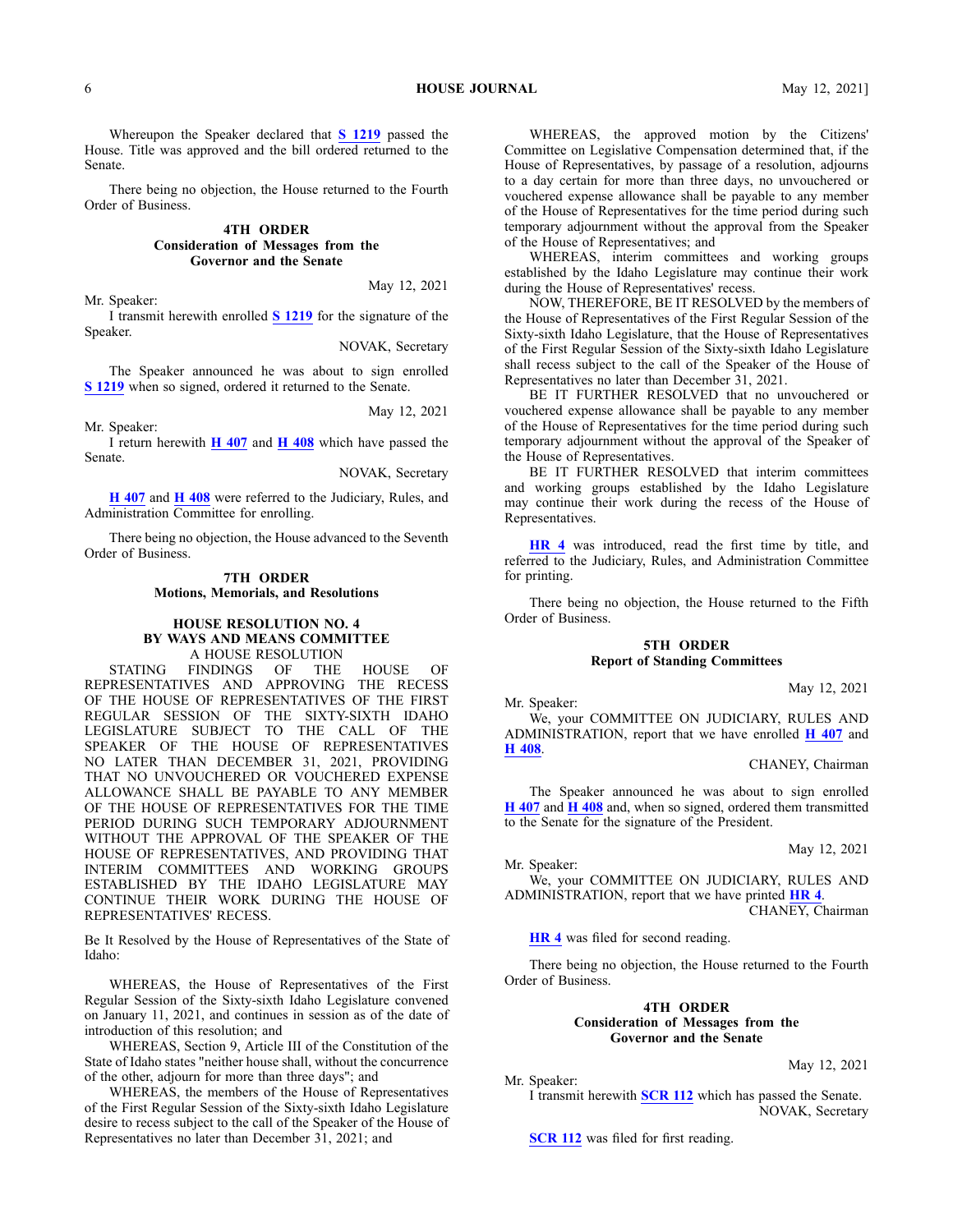Whereupon the Speaker declared that **S 1219** passed the House. Title was approved and the bill ordered returned to the Senate.

There being no objection, the House returned to the Fourth Order of Business.

### 4TH ORDER
### Consideration of Messages from the Governor and the Senate

May 12, 2021

Mr. Speaker:
I transmit herewith enrolled **S 1219** for the signature of the Speaker.

NOVAK, Secretary

The Speaker announced he was about to sign enrolled **S 1219** when so signed, ordered it returned to the Senate.

May 12, 2021

Mr. Speaker:
I return herewith **H 407** and **H 408** which have passed the Senate.

NOVAK, Secretary

**H 407** and **H 408** were referred to the Judiciary, Rules, and Administration Committee for enrolling.

There being no objection, the House advanced to the Seventh Order of Business.

### 7TH ORDER
### Motions, Memorials, and Resolutions

**HOUSE RESOLUTION NO. 4**
**BY WAYS AND MEANS COMMITTEE**
A HOUSE RESOLUTION

STATING FINDINGS OF THE HOUSE OF REPRESENTATIVES AND APPROVING THE RECESS OF THE HOUSE OF REPRESENTATIVES OF THE FIRST REGULAR SESSION OF THE SIXTY-SIXTH IDAHO LEGISLATURE SUBJECT TO THE CALL OF THE SPEAKER OF THE HOUSE OF REPRESENTATIVES NO LATER THAN DECEMBER 31, 2021, PROVIDING THAT NO UNVOUCHERED OR VOUCHERED EXPENSE ALLOWANCE SHALL BE PAYABLE TO ANY MEMBER OF THE HOUSE OF REPRESENTATIVES FOR THE TIME PERIOD DURING SUCH TEMPORARY ADJOURNMENT WITHOUT THE APPROVAL OF THE SPEAKER OF THE HOUSE OF REPRESENTATIVES, AND PROVIDING THAT INTERIM COMMITTEES AND WORKING GROUPS ESTABLISHED BY THE IDAHO LEGISLATURE MAY CONTINUE THEIR WORK DURING THE HOUSE OF REPRESENTATIVES' RECESS.

Be It Resolved by the House of Representatives of the State of Idaho:

WHEREAS, the House of Representatives of the First Regular Session of the Sixty-sixth Idaho Legislature convened on January 11, 2021, and continues in session as of the date of introduction of this resolution; and

WHEREAS, Section 9, Article III of the Constitution of the State of Idaho states "neither house shall, without the concurrence of the other, adjourn for more than three days"; and

WHEREAS, the members of the House of Representatives of the First Regular Session of the Sixty-sixth Idaho Legislature desire to recess subject to the call of the Speaker of the House of Representatives no later than December 31, 2021; and

WHEREAS, the approved motion by the Citizens' Committee on Legislative Compensation determined that, if the House of Representatives, by passage of a resolution, adjourns to a day certain for more than three days, no unvouchered or vouchered expense allowance shall be payable to any member of the House of Representatives for the time period during such temporary adjournment without the approval from the Speaker of the House of Representatives; and

WHEREAS, interim committees and working groups established by the Idaho Legislature may continue their work during the House of Representatives' recess.

NOW, THEREFORE, BE IT RESOLVED by the members of the House of Representatives of the First Regular Session of the Sixty-sixth Idaho Legislature, that the House of Representatives of the First Regular Session of the Sixty-sixth Idaho Legislature shall recess subject to the call of the Speaker of the House of Representatives no later than December 31, 2021.

BE IT FURTHER RESOLVED that no unvouchered or vouchered expense allowance shall be payable to any member of the House of Representatives for the time period during such temporary adjournment without the approval of the Speaker of the House of Representatives.

BE IT FURTHER RESOLVED that interim committees and working groups established by the Idaho Legislature may continue their work during the recess of the House of Representatives.

**HR 4** was introduced, read the first time by title, and referred to the Judiciary, Rules, and Administration Committee for printing.

There being no objection, the House returned to the Fifth Order of Business.

### 5TH ORDER
### Report of Standing Committees

May 12, 2021

Mr. Speaker:
We, your COMMITTEE ON JUDICIARY, RULES AND ADMINISTRATION, report that we have enrolled **H 407** and **H 408**.

CHANEY, Chairman

The Speaker announced he was about to sign enrolled **H 407** and **H 408** and, when so signed, ordered them transmitted to the Senate for the signature of the President.

May 12, 2021

Mr. Speaker:
We, your COMMITTEE ON JUDICIARY, RULES AND ADMINISTRATION, report that we have printed **HR 4**.

CHANEY, Chairman

**HR 4** was filed for second reading.

There being no objection, the House returned to the Fourth Order of Business.

### 4TH ORDER
### Consideration of Messages from the Governor and the Senate

May 12, 2021

Mr. Speaker:
I transmit herewith **SCR 112** which has passed the Senate.

NOVAK, Secretary

**SCR 112** was filed for first reading.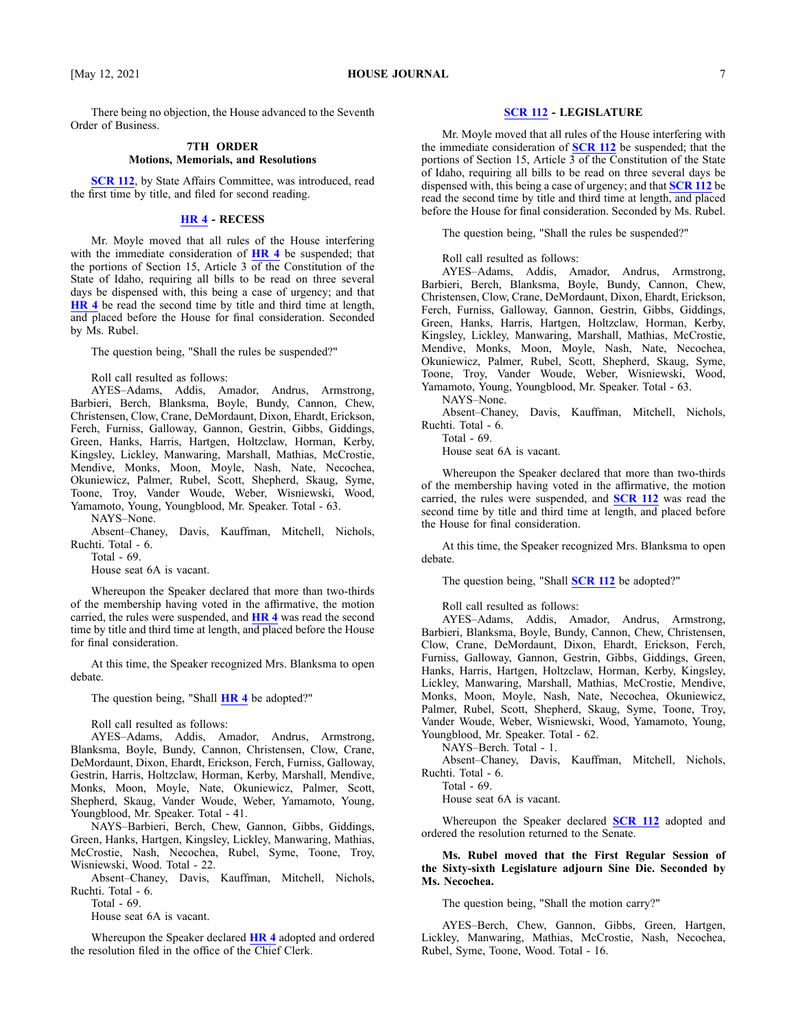There being no objection, the House advanced to the Seventh Order of Business.

### 7TH ORDER
### Motions, Memorials, and Resolutions

**SCR 112**, by State Affairs Committee, was introduced, read the first time by title, and filed for second reading.

### HR 4 - RECESS

Mr. Moyle moved that all rules of the House interfering with the immediate consideration of **HR 4** be suspended; that the portions of Section 15, Article 3 of the Constitution of the State of Idaho, requiring all bills to be read on three several days be dispensed with, this being a case of urgency; and that **HR 4** be read the second time by title and third time at length, and placed before the House for final consideration. Seconded by Ms. Rubel.

The question being, "Shall the rules be suspended?"

Roll call resulted as follows:
AYES–Adams, Addis, Amador, Andrus, Armstrong, Barbieri, Berch, Blanksma, Boyle, Bundy, Cannon, Chew, Christensen, Clow, Crane, DeMordaunt, Dixon, Ehardt, Erickson, Ferch, Furniss, Galloway, Gannon, Gestrin, Gibbs, Giddings, Green, Hanks, Harris, Hartgen, Holtzclaw, Horman, Kerby, Kingsley, Lickley, Manwaring, Marshall, Mathias, McCrostie, Mendive, Monks, Moon, Moyle, Nash, Nate, Necochea, Okuniewicz, Palmer, Rubel, Scott, Shepherd, Skaug, Syme, Toone, Troy, Vander Woude, Weber, Wisniewski, Wood, Yamamoto, Young, Youngblood, Mr. Speaker. Total - 63.
NAYS–None.
Absent–Chaney, Davis, Kauffman, Mitchell, Nichols, Ruchti. Total - 6.
Total - 69.
House seat 6A is vacant.

Whereupon the Speaker declared that more than two-thirds of the membership having voted in the affirmative, the motion carried, the rules were suspended, and **HR 4** was read the second time by title and third time at length, and placed before the House for final consideration.

At this time, the Speaker recognized Mrs. Blanksma to open debate.

The question being, "Shall **HR 4** be adopted?"

Roll call resulted as follows:
AYES–Adams, Addis, Amador, Andrus, Armstrong, Blanksma, Boyle, Bundy, Cannon, Christensen, Clow, Crane, DeMordaunt, Dixon, Ehardt, Erickson, Ferch, Furniss, Galloway, Gestrin, Harris, Holtzclaw, Horman, Kerby, Marshall, Mendive, Monks, Moon, Moyle, Nate, Okuniewicz, Palmer, Scott, Shepherd, Skaug, Vander Woude, Weber, Yamamoto, Young, Youngblood, Mr. Speaker. Total - 41.
NAYS–Barbieri, Berch, Chew, Gannon, Gibbs, Giddings, Green, Hanks, Hartgen, Kingsley, Lickley, Manwaring, Mathias, McCrostie, Nash, Necochea, Rubel, Syme, Toone, Troy, Wisniewski, Wood. Total - 22.
Absent–Chaney, Davis, Kauffman, Mitchell, Nichols, Ruchti. Total - 6.
Total - 69.
House seat 6A is vacant.

Whereupon the Speaker declared **HR 4** adopted and ordered the resolution filed in the office of the Chief Clerk.

### SCR 112 - LEGISLATURE

Mr. Moyle moved that all rules of the House interfering with the immediate consideration of **SCR 112** be suspended; that the portions of Section 15, Article 3 of the Constitution of the State of Idaho, requiring all bills to be read on three several days be dispensed with, this being a case of urgency; and that **SCR 112** be read the second time by title and third time at length, and placed before the House for final consideration. Seconded by Ms. Rubel.

The question being, "Shall the rules be suspended?"

Roll call resulted as follows:
AYES–Adams, Addis, Amador, Andrus, Armstrong, Barbieri, Berch, Blanksma, Boyle, Bundy, Cannon, Chew, Christensen, Clow, Crane, DeMordaunt, Dixon, Ehardt, Erickson, Ferch, Furniss, Galloway, Gannon, Gestrin, Gibbs, Giddings, Green, Hanks, Harris, Hartgen, Holtzclaw, Horman, Kerby, Kingsley, Lickley, Manwaring, Marshall, Mathias, McCrostie, Mendive, Monks, Moon, Moyle, Nash, Nate, Necochea, Okuniewicz, Palmer, Rubel, Scott, Shepherd, Skaug, Syme, Toone, Troy, Vander Woude, Weber, Wisniewski, Wood, Yamamoto, Young, Youngblood, Mr. Speaker. Total - 63.
NAYS–None.
Absent–Chaney, Davis, Kauffman, Mitchell, Nichols, Ruchti. Total - 6.
Total - 69.
House seat 6A is vacant.

Whereupon the Speaker declared that more than two-thirds of the membership having voted in the affirmative, the motion carried, the rules were suspended, and **SCR 112** was read the second time by title and third time at length, and placed before the House for final consideration.

At this time, the Speaker recognized Mrs. Blanksma to open debate.

The question being, "Shall **SCR 112** be adopted?"

Roll call resulted as follows:
AYES–Adams, Addis, Amador, Andrus, Armstrong, Barbieri, Blanksma, Boyle, Bundy, Cannon, Chew, Christensen, Clow, Crane, DeMordaunt, Dixon, Ehardt, Erickson, Ferch, Furniss, Galloway, Gannon, Gestrin, Gibbs, Giddings, Green, Hanks, Harris, Hartgen, Holtzclaw, Horman, Kerby, Kingsley, Lickley, Manwaring, Marshall, Mathias, McCrostie, Mendive, Monks, Moon, Moyle, Nash, Nate, Necochea, Okuniewicz, Palmer, Rubel, Scott, Shepherd, Skaug, Syme, Toone, Troy, Vander Woude, Weber, Wisniewski, Wood, Yamamoto, Young, Youngblood, Mr. Speaker. Total - 62.
NAYS–Berch. Total - 1.
Absent–Chaney, Davis, Kauffman, Mitchell, Nichols, Ruchti. Total - 6.
Total - 69.
House seat 6A is vacant.

Whereupon the Speaker declared **SCR 112** adopted and ordered the resolution returned to the Senate.

**Ms. Rubel moved that the First Regular Session of the Sixty-sixth Legislature adjourn Sine Die. Seconded by Ms. Necochea.**

The question being, "Shall the motion carry?"

AYES–Berch, Chew, Gannon, Gibbs, Green, Hartgen, Lickley, Manwaring, Mathias, McCrostie, Nash, Necochea, Rubel, Syme, Toone, Wood. Total - 16.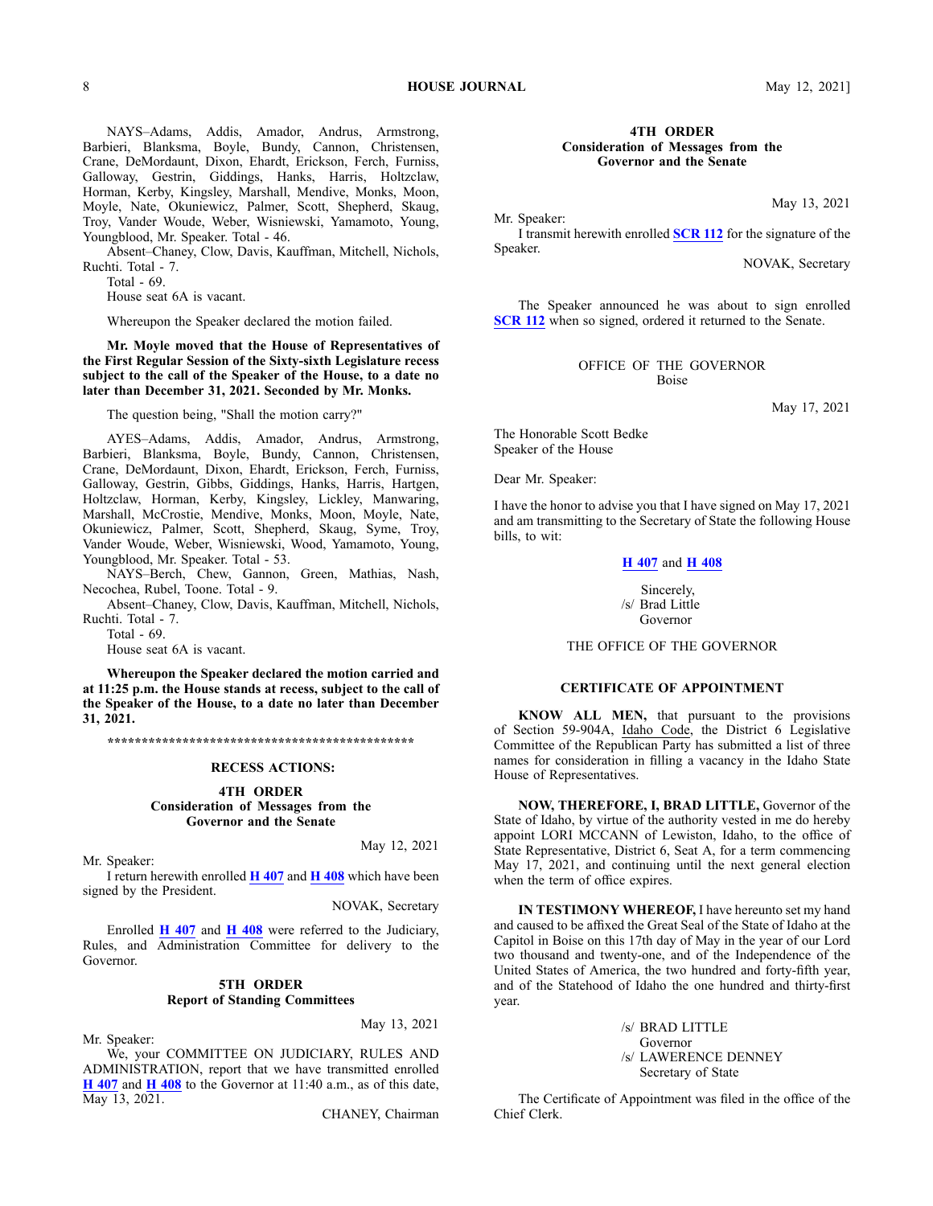NAYS–Adams, Addis, Amador, Andrus, Armstrong, Barbieri, Blanksma, Boyle, Bundy, Cannon, Christensen, Crane, DeMordaunt, Dixon, Ehardt, Erickson, Ferch, Furniss, Galloway, Gestrin, Giddings, Hanks, Harris, Holtzclaw, Horman, Kerby, Kingsley, Marshall, Mendive, Monks, Moon, Moyle, Nate, Okuniewicz, Palmer, Scott, Shepherd, Skaug, Troy, Vander Woude, Weber, Wisniewski, Yamamoto, Young, Youngblood, Mr. Speaker. Total - 46.

Absent–Chaney, Clow, Davis, Kauffman, Mitchell, Nichols, Ruchti. Total - 7.

Total - 69.

House seat 6A is vacant.

Whereupon the Speaker declared the motion failed.

**Mr. Moyle moved that the House of Representatives of the First Regular Session of the Sixty-sixth Legislature recess subject to the call of the Speaker of the House, to a date no later than December 31, 2021. Seconded by Mr. Monks.**

The question being, "Shall the motion carry?"

AYES–Adams, Addis, Amador, Andrus, Armstrong, Barbieri, Blanksma, Boyle, Bundy, Cannon, Christensen, Crane, DeMordaunt, Dixon, Ehardt, Erickson, Ferch, Furniss, Galloway, Gestrin, Gibbs, Giddings, Hanks, Harris, Hartgen, Holtzclaw, Horman, Kerby, Kingsley, Lickley, Manwaring, Marshall, McCrostie, Mendive, Monks, Moon, Moyle, Nate, Okuniewicz, Palmer, Scott, Shepherd, Skaug, Syme, Troy, Vander Woude, Weber, Wisniewski, Wood, Yamamoto, Young, Youngblood, Mr. Speaker. Total - 53.

NAYS–Berch, Chew, Gannon, Green, Mathias, Nash, Necochea, Rubel, Toone. Total - 9.

Absent–Chaney, Clow, Davis, Kauffman, Mitchell, Nichols, Ruchti. Total - 7.

Total - 69.

House seat 6A is vacant.

**Whereupon the Speaker declared the motion carried and at 11:25 p.m. the House stands at recess, subject to the call of the Speaker of the House, to a date no later than December 31, 2021.**

\*\*\*\*\*\*\*\*\*\*\*\*\*\*\*\*\*\*\*\*\*\*\*\*\*\*\*\*\*\*\*\*\*\*\*\*\*\*\*\*\*\*\*\*\*\*\*\*

## RECESS ACTIONS:

### 4TH ORDER
### Consideration of Messages from the Governor and the Senate

May 12, 2021

Mr. Speaker:

I return herewith enrolled **H 407** and **H 408** which have been signed by the President.

NOVAK, Secretary

Enrolled **H 407** and **H 408** were referred to the Judiciary, Rules, and Administration Committee for delivery to the Governor.

### 5TH ORDER
### Report of Standing Committees

May 13, 2021

Mr. Speaker:

We, your COMMITTEE ON JUDICIARY, RULES AND ADMINISTRATION, report that we have transmitted enrolled **H 407** and **H 408** to the Governor at 11:40 a.m., as of this date, May 13, 2021.

CHANEY, Chairman

### 4TH ORDER
### Consideration of Messages from the Governor and the Senate

May 13, 2021

Mr. Speaker:

I transmit herewith enrolled **SCR 112** for the signature of the Speaker.

NOVAK, Secretary

The Speaker announced he was about to sign enrolled **SCR 112** when so signed, ordered it returned to the Senate.

OFFICE OF THE GOVERNOR
Boise

May 17, 2021

The Honorable Scott Bedke
Speaker of the House

Dear Mr. Speaker:

I have the honor to advise you that I have signed on May 17, 2021 and am transmitting to the Secretary of State the following House bills, to wit:

**H 407** and **H 408**

Sincerely,
/s/ Brad Little
Governor

THE OFFICE OF THE GOVERNOR

**CERTIFICATE OF APPOINTMENT**

**KNOW ALL MEN,** that pursuant to the provisions of Section 59-904A, Idaho Code, the District 6 Legislative Committee of the Republican Party has submitted a list of three names for consideration in filling a vacancy in the Idaho State House of Representatives.

**NOW, THEREFORE, I, BRAD LITTLE,** Governor of the State of Idaho, by virtue of the authority vested in me do hereby appoint LORI MCCANN of Lewiston, Idaho, to the office of State Representative, District 6, Seat A, for a term commencing May 17, 2021, and continuing until the next general election when the term of office expires.

**IN TESTIMONY WHEREOF,** I have hereunto set my hand and caused to be affixed the Great Seal of the State of Idaho at the Capitol in Boise on this 17th day of May in the year of our Lord two thousand and twenty-one, and of the Independence of the United States of America, the two hundred and forty-fifth year, and of the Statehood of Idaho the one hundred and thirty-first year.

/s/ BRAD LITTLE
Governor
/s/ LAWERENCE DENNEY
Secretary of State

The Certificate of Appointment was filed in the office of the Chief Clerk.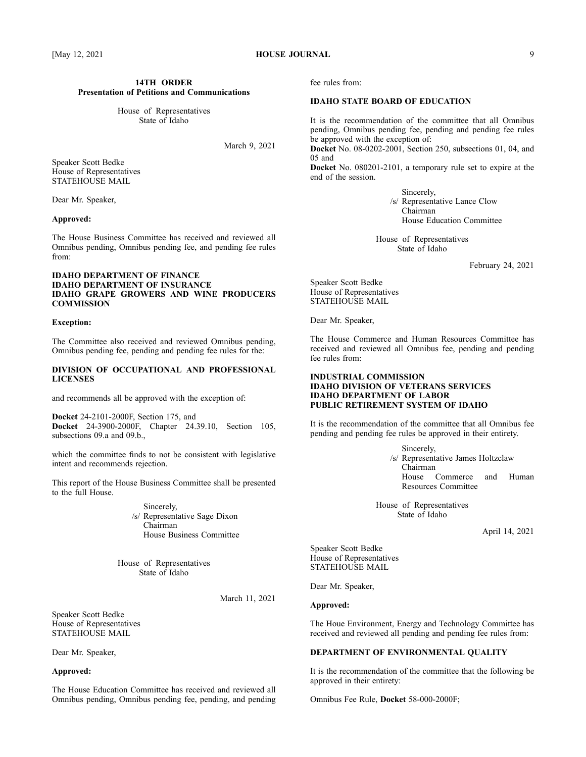## 14TH ORDER
## Presentation of Petitions and Communications

House of Representatives
State of Idaho

March 9, 2021

Speaker Scott Bedke
House of Representatives
STATEHOUSE MAIL

Dear Mr. Speaker,

**Approved:**

The House Business Committee has received and reviewed all Omnibus pending, Omnibus pending fee, and pending fee rules from:

**IDAHO DEPARTMENT OF FINANCE**
**IDAHO DEPARTMENT OF INSURANCE**
**IDAHO GRAPE GROWERS AND WINE PRODUCERS COMMISSION**

**Exception:**

The Committee also received and reviewed Omnibus pending, Omnibus pending fee, pending and pending fee rules for the:

**DIVISION OF OCCUPATIONAL AND PROFESSIONAL LICENSES**

and recommends all be approved with the exception of:

**Docket** 24-2101-2000F, Section 175, and
**Docket** 24-3900-2000F, Chapter 24.39.10, Section 105, subsections 09.a and 09.b.,

which the committee finds to not be consistent with legislative intent and recommends rejection.

This report of the House Business Committee shall be presented to the full House.

Sincerely,
/s/ Representative Sage Dixon
Chairman
House Business Committee

House of Representatives
State of Idaho

March 11, 2021

Speaker Scott Bedke
House of Representatives
STATEHOUSE MAIL

Dear Mr. Speaker,

**Approved:**

The House Education Committee has received and reviewed all Omnibus pending, Omnibus pending fee, pending, and pending fee rules from:

**IDAHO STATE BOARD OF EDUCATION**

It is the recommendation of the committee that all Omnibus pending, Omnibus pending fee, pending and pending fee rules be approved with the exception of:
**Docket** No. 08-0202-2001, Section 250, subsections 01, 04, and 05 and
**Docket** No. 080201-2101, a temporary rule set to expire at the end of the session.

Sincerely,
/s/ Representative Lance Clow
Chairman
House Education Committee

House of Representatives
State of Idaho

February 24, 2021

Speaker Scott Bedke
House of Representatives
STATEHOUSE MAIL

Dear Mr. Speaker,

The House Commerce and Human Resources Committee has received and reviewed all Omnibus fee, pending and pending fee rules from:

**INDUSTRIAL COMMISSION**
**IDAHO DIVISION OF VETERANS SERVICES**
**IDAHO DEPARTMENT OF LABOR**
**PUBLIC RETIREMENT SYSTEM OF IDAHO**

It is the recommendation of the committee that all Omnibus fee pending and pending fee rules be approved in their entirety.

Sincerely,
/s/ Representative James Holtzclaw
Chairman
House Commerce and Human Resources Committee

House of Representatives
State of Idaho

April 14, 2021

Speaker Scott Bedke
House of Representatives
STATEHOUSE MAIL

Dear Mr. Speaker,

**Approved:**

The Houe Environment, Energy and Technology Committee has received and reviewed all pending and pending fee rules from:

**DEPARTMENT OF ENVIRONMENTAL QUALITY**

It is the recommendation of the committee that the following be approved in their entirety:

Omnibus Fee Rule, **Docket** 58-000-2000F;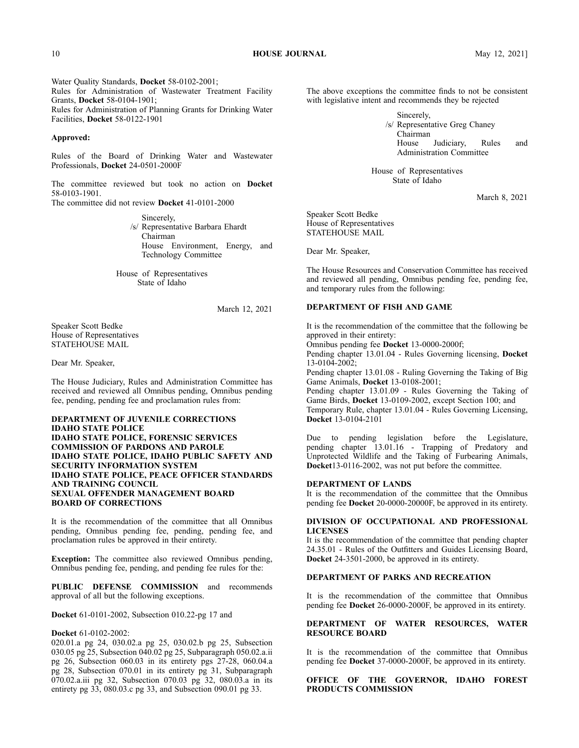Water Quality Standards, **Docket** 58-0102-2001;
Rules for Administration of Wastewater Treatment Facility Grants, **Docket** 58-0104-1901;
Rules for Administration of Planning Grants for Drinking Water Facilities, **Docket** 58-0122-1901

**Approved:**

Rules of the Board of Drinking Water and Wastewater Professionals, **Docket** 24-0501-2000F

The committee reviewed but took no action on **Docket** 58-0103-1901.
The committee did not review **Docket** 41-0101-2000

Sincerely,
/s/ Representative Barbara Ehardt
Chairman
House Environment, Energy, and Technology Committee

House of Representatives
State of Idaho

March 12, 2021

Speaker Scott Bedke
House of Representatives
STATEHOUSE MAIL

Dear Mr. Speaker,

The House Judiciary, Rules and Administration Committee has received and reviewed all Omnibus pending, Omnibus pending fee, pending, pending fee and proclamation rules from:

**DEPARTMENT OF JUVENILE CORRECTIONS**
**IDAHO STATE POLICE**
**IDAHO STATE POLICE, FORENSIC SERVICES**
**COMMISSION OF PARDONS AND PAROLE**
**IDAHO STATE POLICE, IDAHO PUBLIC SAFETY AND SECURITY INFORMATION SYSTEM**
**IDAHO STATE POLICE, PEACE OFFICER STANDARDS AND TRAINING COUNCIL**
**SEXUAL OFFENDER MANAGEMENT BOARD**
**BOARD OF CORRECTIONS**

It is the recommendation of the committee that all Omnibus pending, Omnibus pending fee, pending, pending fee, and proclamation rules be approved in their entirety.

**Exception:** The committee also reviewed Omnibus pending, Omnibus pending fee, pending, and pending fee rules for the:

**PUBLIC DEFENSE COMMISSION** and recommends approval of all but the following exceptions.

**Docket** 61-0101-2002, Subsection 010.22-pg 17 and

**Docket** 61-0102-2002:
020.01.a pg 24, 030.02.a pg 25, 030.02.b pg 25, Subsection 030.05 pg 25, Subsection 040.02 pg 25, Subparagraph 050.02.a.ii pg 26, Subsection 060.03 in its entirety pgs 27-28, 060.04.a pg 28, Subsection 070.01 in its entirety pg 31, Subparagraph 070.02.a.iii pg 32, Subsection 070.03 pg 32, 080.03.a in its entirety pg 33, 080.03.c pg 33, and Subsection 090.01 pg 33.

The above exceptions the committee finds to not be consistent with legislative intent and recommends they be rejected

Sincerely,
/s/ Representative Greg Chaney
Chairman
House Judiciary, Rules and Administration Committee

House of Representatives
State of Idaho

March 8, 2021

Speaker Scott Bedke
House of Representatives
STATEHOUSE MAIL

Dear Mr. Speaker,

The House Resources and Conservation Committee has received and reviewed all pending, Omnibus pending fee, pending fee, and temporary rules from the following:

**DEPARTMENT OF FISH AND GAME**

It is the recommendation of the committee that the following be approved in their entirety:
Omnibus pending fee **Docket** 13-0000-2000f;
Pending chapter 13.01.04 - Rules Governing licensing, **Docket** 13-0104-2002;
Pending chapter 13.01.08 - Ruling Governing the Taking of Big Game Animals, **Docket** 13-0108-2001;
Pending chapter 13.01.09 - Rules Governing the Taking of Game Birds, **Docket** 13-0109-2002, except Section 100; and
Temporary Rule, chapter 13.01.04 - Rules Governing Licensing, **Docket** 13-0104-2101

Due to pending legislation before the Legislature, pending chapter 13.01.16 - Trapping of Predatory and Unprotected Wildlife and the Taking of Furbearing Animals, **Docket**13-0116-2002, was not put before the committee.

**DEPARTMENT OF LANDS**
It is the recommendation of the committee that the Omnibus pending fee **Docket** 20-0000-20000F, be approved in its entirety.

**DIVISION OF OCCUPATIONAL AND PROFESSIONAL LICENSES**
It is the recommendation of the committee that pending chapter 24.35.01 - Rules of the Outfitters and Guides Licensing Board, **Docket** 24-3501-2000, be approved in its entirety.

**DEPARTMENT OF PARKS AND RECREATION**

It is the recommendation of the committee that Omnibus pending fee **Docket** 26-0000-2000F, be approved in its entirety.

**DEPARTMENT OF WATER RESOURCES, WATER RESOURCE BOARD**

It is the recommendation of the committee that Omnibus pending fee **Docket** 37-0000-2000F, be approved in its entirety.

**OFFICE OF THE GOVERNOR, IDAHO FOREST PRODUCTS COMMISSION**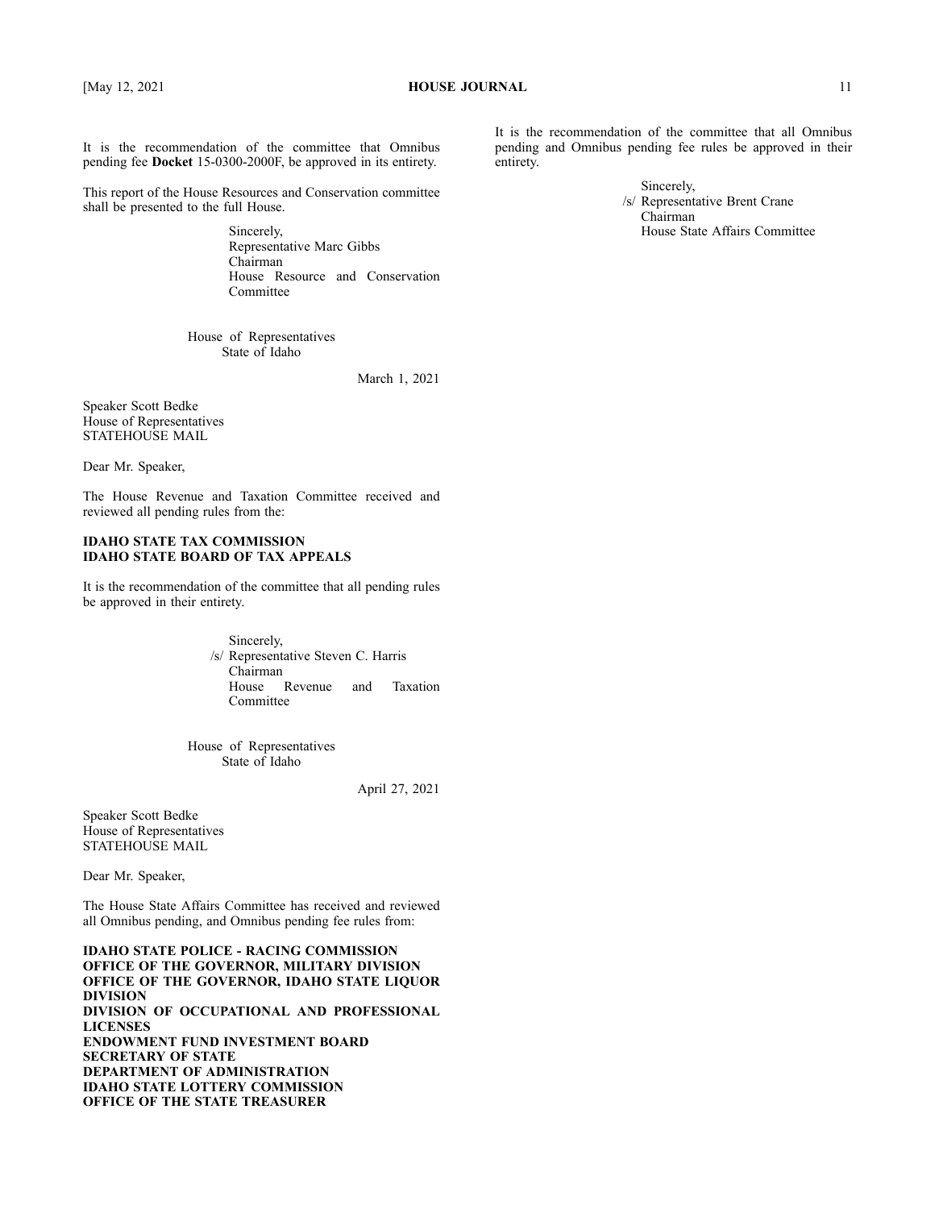It is the recommendation of the committee that Omnibus pending fee **Docket** 15-0300-2000F, be approved in its entirety.

This report of the House Resources and Conservation committee shall be presented to the full House.

Sincerely,
Representative Marc Gibbs
Chairman
House Resource and Conservation Committee

House of Representatives
State of Idaho

March 1, 2021

Speaker Scott Bedke
House of Representatives
STATEHOUSE MAIL

Dear Mr. Speaker,

The House Revenue and Taxation Committee received and reviewed all pending rules from the:

**IDAHO STATE TAX COMMISSION**
**IDAHO STATE BOARD OF TAX APPEALS**

It is the recommendation of the committee that all pending rules be approved in their entirety.

Sincerely,
/s/ Representative Steven C. Harris
Chairman
House Revenue and Taxation Committee

House of Representatives
State of Idaho

April 27, 2021

Speaker Scott Bedke
House of Representatives
STATEHOUSE MAIL

Dear Mr. Speaker,

The House State Affairs Committee has received and reviewed all Omnibus pending, and Omnibus pending fee rules from:

**IDAHO STATE POLICE - RACING COMMISSION**
**OFFICE OF THE GOVERNOR, MILITARY DIVISION**
**OFFICE OF THE GOVERNOR, IDAHO STATE LIQUOR DIVISION**
**DIVISION OF OCCUPATIONAL AND PROFESSIONAL LICENSES**
**ENDOWMENT FUND INVESTMENT BOARD**
**SECRETARY OF STATE**
**DEPARTMENT OF ADMINISTRATION**
**IDAHO STATE LOTTERY COMMISSION**
**OFFICE OF THE STATE TREASURER**

It is the recommendation of the committee that all Omnibus pending and Omnibus pending fee rules be approved in their entirety.

Sincerely,
/s/ Representative Brent Crane
Chairman
House State Affairs Committee